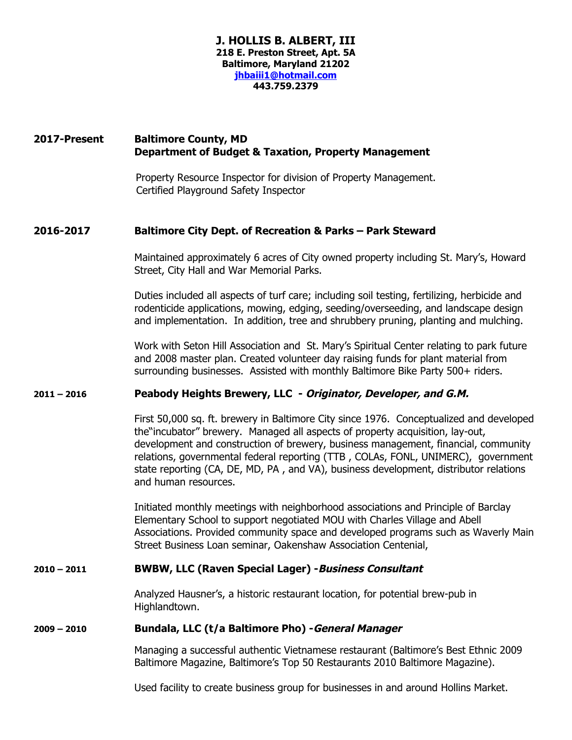# J. HOLLIS B. ALBERT, III

**218 E. Preston Street, Apt. 5A**
**Baltimore, Maryland 21202**
**[jhbaiii1@hotmail.com](mailto:jhbaiii1@hotmail.com)**
**443.759.2379**

**2017-Present** **Baltimore County, MD**
**Department of Budget & Taxation, Property Management**

Property Resource Inspector for division of Property Management.
Certified Playground Safety Inspector

**2016-2017** **Baltimore City Dept. of Recreation & Parks – Park Steward**

Maintained approximately 6 acres of City owned property including St. Mary's, Howard Street, City Hall and War Memorial Parks.

Duties included all aspects of turf care; including soil testing, fertilizing, herbicide and rodenticide applications, mowing, edging, seeding/overseeding, and landscape design and implementation. In addition, tree and shrubbery pruning, planting and mulching.

Work with Seton Hill Association and St. Mary's Spiritual Center relating to park future and 2008 master plan. Created volunteer day raising funds for plant material from surrounding businesses. Assisted with monthly Baltimore Bike Party 500+ riders.

**2011 – 2016** **Peabody Heights Brewery, LLC - *Originator, Developer, and G.M.***

First 50,000 sq. ft. brewery in Baltimore City since 1976. Conceptualized and developed the"incubator" brewery. Managed all aspects of property acquisition, lay-out, development and construction of brewery, business management, financial, community relations, governmental federal reporting (TTB , COLAs, FONL, UNIMERC), government state reporting (CA, DE, MD, PA , and VA), business development, distributor relations and human resources.

Initiated monthly meetings with neighborhood associations and Principle of Barclay Elementary School to support negotiated MOU with Charles Village and Abell Associations. Provided community space and developed programs such as Waverly Main Street Business Loan seminar, Oakenshaw Association Centenial,

**2010 – 2011** **BWBW, LLC (Raven Special Lager) -*Business Consultant***

Analyzed Hausner's, a historic restaurant location, for potential brew-pub in Highlandtown.

**2009 – 2010** **Bundala, LLC (t/a Baltimore Pho) -*General Manager***

Managing a successful authentic Vietnamese restaurant (Baltimore's Best Ethnic 2009 Baltimore Magazine, Baltimore's Top 50 Restaurants 2010 Baltimore Magazine).

Used facility to create business group for businesses in and around Hollins Market.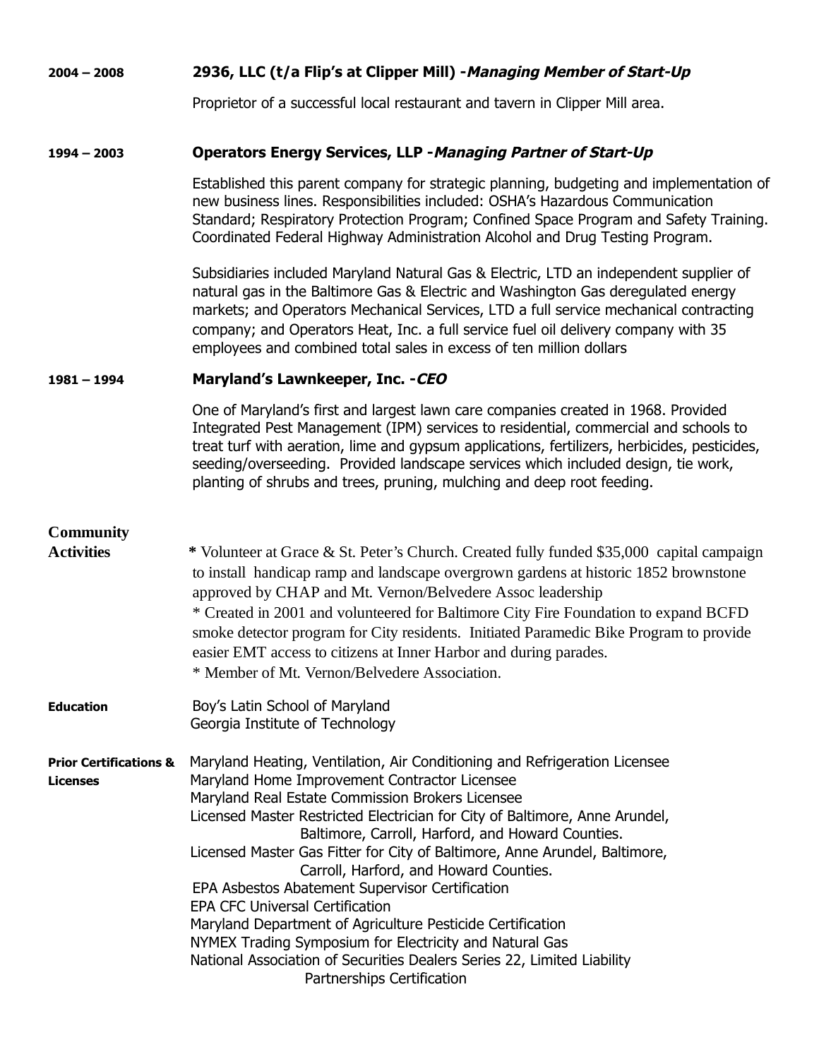**2004 – 2008** **2936, LLC (t/a Flip's at Clipper Mill) -*Managing Member of Start-Up***

Proprietor of a successful local restaurant and tavern in Clipper Mill area.

**1994 – 2003** **Operators Energy Services, LLP -*Managing Partner of Start-Up***

Established this parent company for strategic planning, budgeting and implementation of new business lines. Responsibilities included: OSHA's Hazardous Communication Standard; Respiratory Protection Program; Confined Space Program and Safety Training. Coordinated Federal Highway Administration Alcohol and Drug Testing Program.

Subsidiaries included Maryland Natural Gas & Electric, LTD an independent supplier of natural gas in the Baltimore Gas & Electric and Washington Gas deregulated energy markets; and Operators Mechanical Services, LTD a full service mechanical contracting company; and Operators Heat, Inc. a full service fuel oil delivery company with 35 employees and combined total sales in excess of ten million dollars

**1981 – 1994** **Maryland's Lawnkeeper, Inc. -*CEO***

One of Maryland's first and largest lawn care companies created in 1968. Provided Integrated Pest Management (IPM) services to residential, commercial and schools to treat turf with aeration, lime and gypsum applications, fertilizers, herbicides, pesticides, seeding/overseeding. Provided landscape services which included design, tie work, planting of shrubs and trees, pruning, mulching and deep root feeding.

**Community Activities**

* Volunteer at Grace & St. Peter's Church. Created fully funded $35,000 capital campaign to install handicap ramp and landscape overgrown gardens at historic 1852 brownstone approved by CHAP and Mt. Vernon/Belvedere Assoc leadership
* Created in 2001 and volunteered for Baltimore City Fire Foundation to expand BCFD smoke detector program for City residents. Initiated Paramedic Bike Program to provide easier EMT access to citizens at Inner Harbor and during parades.
* Member of Mt. Vernon/Belvedere Association.

**Education**

Boy's Latin School of Maryland
Georgia Institute of Technology

**Prior Certifications & Licenses**

Maryland Heating, Ventilation, Air Conditioning and Refrigeration Licensee
Maryland Home Improvement Contractor Licensee
Maryland Real Estate Commission Brokers Licensee
Licensed Master Restricted Electrician for City of Baltimore, Anne Arundel, Baltimore, Carroll, Harford, and Howard Counties.
Licensed Master Gas Fitter for City of Baltimore, Anne Arundel, Baltimore, Carroll, Harford, and Howard Counties.
EPA Asbestos Abatement Supervisor Certification
EPA CFC Universal Certification
Maryland Department of Agriculture Pesticide Certification
NYMEX Trading Symposium for Electricity and Natural Gas
National Association of Securities Dealers Series 22, Limited Liability Partnerships Certification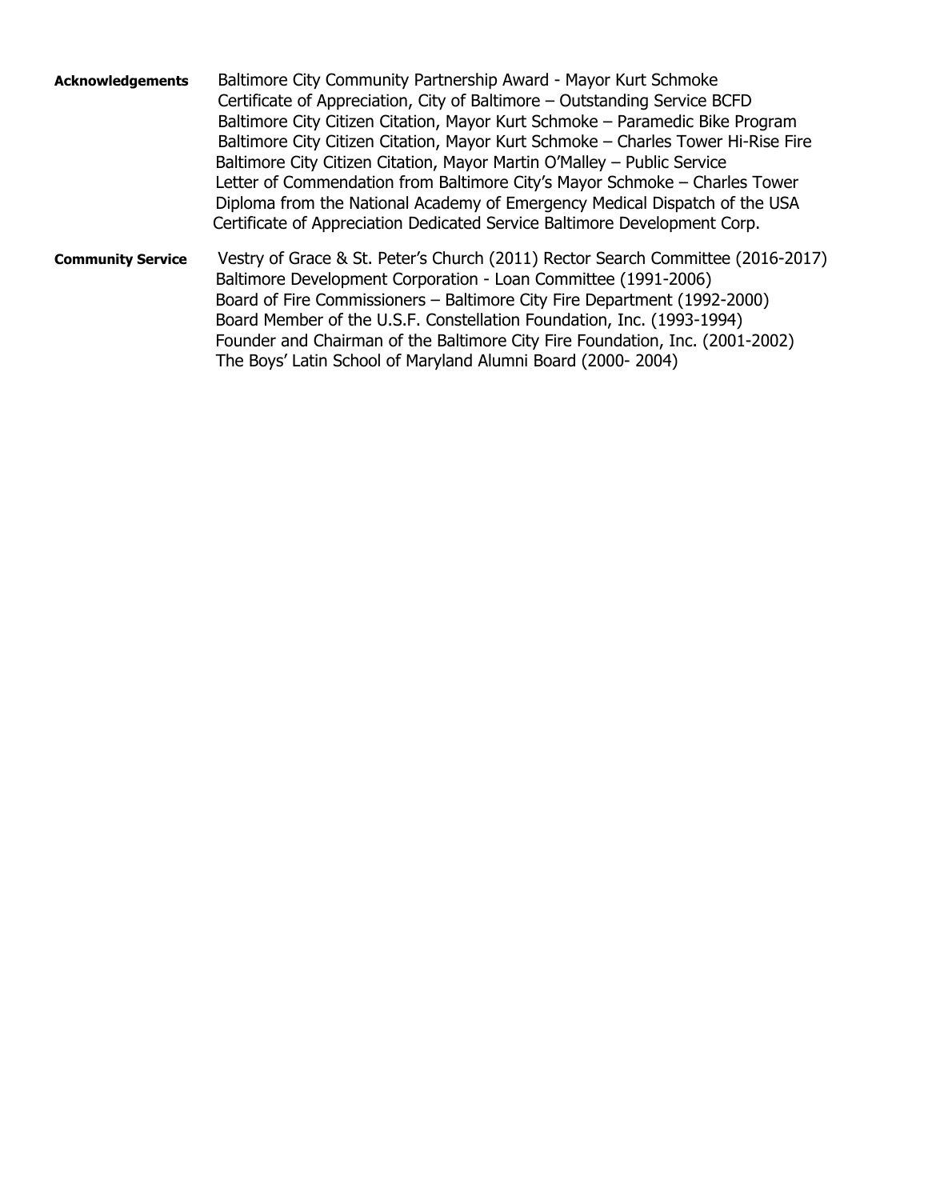**Acknowledgements**

Baltimore City Community Partnership Award - Mayor Kurt Schmoke
Certificate of Appreciation, City of Baltimore – Outstanding Service BCFD
Baltimore City Citizen Citation, Mayor Kurt Schmoke – Paramedic Bike Program
Baltimore City Citizen Citation, Mayor Kurt Schmoke – Charles Tower Hi-Rise Fire
Baltimore City Citizen Citation, Mayor Martin O'Malley – Public Service
Letter of Commendation from Baltimore City's Mayor Schmoke – Charles Tower
Diploma from the National Academy of Emergency Medical Dispatch of the USA
Certificate of Appreciation Dedicated Service Baltimore Development Corp.

**Community Service**

Vestry of Grace & St. Peter's Church (2011) Rector Search Committee (2016-2017)
Baltimore Development Corporation - Loan Committee (1991-2006)
Board of Fire Commissioners – Baltimore City Fire Department (1992-2000)
Board Member of the U.S.F. Constellation Foundation, Inc. (1993-1994)
Founder and Chairman of the Baltimore City Fire Foundation, Inc. (2001-2002)
The Boys' Latin School of Maryland Alumni Board (2000- 2004)